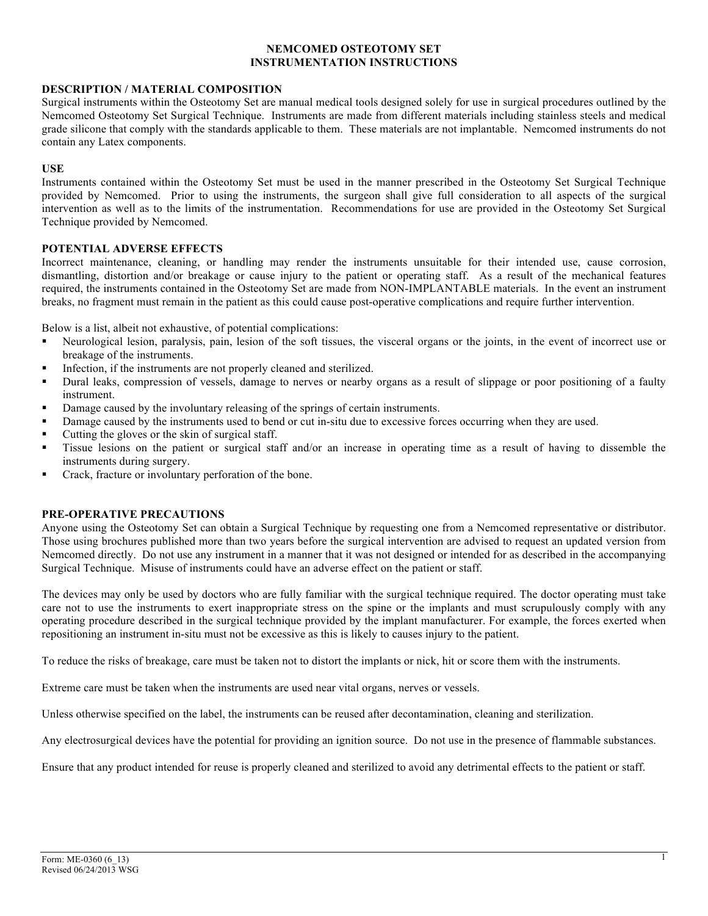# NEMCOMED OSTEOTOMY SET
# INSTRUMENTATION INSTRUCTIONS

## DESCRIPTION / MATERIAL COMPOSITION

Surgical instruments within the Osteotomy Set are manual medical tools designed solely for use in surgical procedures outlined by the Nemcomed Osteotomy Set Surgical Technique. Instruments are made from different materials including stainless steels and medical grade silicone that comply with the standards applicable to them. These materials are not implantable. Nemcomed instruments do not contain any Latex components.

## USE

Instruments contained within the Osteotomy Set must be used in the manner prescribed in the Osteotomy Set Surgical Technique provided by Nemcomed. Prior to using the instruments, the surgeon shall give full consideration to all aspects of the surgical intervention as well as to the limits of the instrumentation. Recommendations for use are provided in the Osteotomy Set Surgical Technique provided by Nemcomed.

## POTENTIAL ADVERSE EFFECTS

Incorrect maintenance, cleaning, or handling may render the instruments unsuitable for their intended use, cause corrosion, dismantling, distortion and/or breakage or cause injury to the patient or operating staff. As a result of the mechanical features required, the instruments contained in the Osteotomy Set are made from NON-IMPLANTABLE materials. In the event an instrument breaks, no fragment must remain in the patient as this could cause post-operative complications and require further intervention.

Below is a list, albeit not exhaustive, of potential complications:

- Neurological lesion, paralysis, pain, lesion of the soft tissues, the visceral organs or the joints, in the event of incorrect use or breakage of the instruments.
- Infection, if the instruments are not properly cleaned and sterilized.
- Dural leaks, compression of vessels, damage to nerves or nearby organs as a result of slippage or poor positioning of a faulty instrument.
- Damage caused by the involuntary releasing of the springs of certain instruments.
- Damage caused by the instruments used to bend or cut in-situ due to excessive forces occurring when they are used.
- Cutting the gloves or the skin of surgical staff.
- Tissue lesions on the patient or surgical staff and/or an increase in operating time as a result of having to dissemble the instruments during surgery.
- Crack, fracture or involuntary perforation of the bone.

## PRE-OPERATIVE PRECAUTIONS

Anyone using the Osteotomy Set can obtain a Surgical Technique by requesting one from a Nemcomed representative or distributor. Those using brochures published more than two years before the surgical intervention are advised to request an updated version from Nemcomed directly. Do not use any instrument in a manner that it was not designed or intended for as described in the accompanying Surgical Technique. Misuse of instruments could have an adverse effect on the patient or staff.

The devices may only be used by doctors who are fully familiar with the surgical technique required. The doctor operating must take care not to use the instruments to exert inappropriate stress on the spine or the implants and must scrupulously comply with any operating procedure described in the surgical technique provided by the implant manufacturer. For example, the forces exerted when repositioning an instrument in-situ must not be excessive as this is likely to causes injury to the patient.

To reduce the risks of breakage, care must be taken not to distort the implants or nick, hit or score them with the instruments.

Extreme care must be taken when the instruments are used near vital organs, nerves or vessels.

Unless otherwise specified on the label, the instruments can be reused after decontamination, cleaning and sterilization.

Any electrosurgical devices have the potential for providing an ignition source. Do not use in the presence of flammable substances.

Ensure that any product intended for reuse is properly cleaned and sterilized to avoid any detrimental effects to the patient or staff.

Form: ME-0360 (6_13)
Revised 06/24/2013 WSG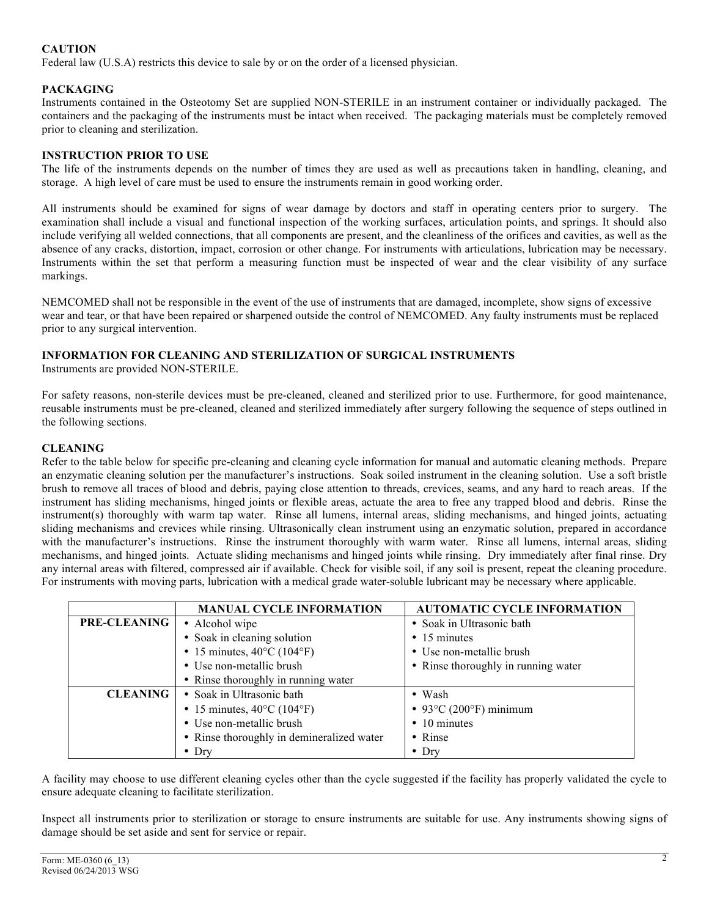**CAUTION**
Federal law (U.S.A) restricts this device to sale by or on the order of a licensed physician.

**PACKAGING**
Instruments contained in the Osteotomy Set are supplied NON-STERILE in an instrument container or individually packaged. The containers and the packaging of the instruments must be intact when received. The packaging materials must be completely removed prior to cleaning and sterilization.

**INSTRUCTION PRIOR TO USE**
The life of the instruments depends on the number of times they are used as well as precautions taken in handling, cleaning, and storage. A high level of care must be used to ensure the instruments remain in good working order.

All instruments should be examined for signs of wear damage by doctors and staff in operating centers prior to surgery. The examination shall include a visual and functional inspection of the working surfaces, articulation points, and springs. It should also include verifying all welded connections, that all components are present, and the cleanliness of the orifices and cavities, as well as the absence of any cracks, distortion, impact, corrosion or other change. For instruments with articulations, lubrication may be necessary. Instruments within the set that perform a measuring function must be inspected of wear and the clear visibility of any surface markings.

NEMCOMED shall not be responsible in the event of the use of instruments that are damaged, incomplete, show signs of excessive wear and tear, or that have been repaired or sharpened outside the control of NEMCOMED. Any faulty instruments must be replaced prior to any surgical intervention.

**INFORMATION FOR CLEANING AND STERILIZATION OF SURGICAL INSTRUMENTS**
Instruments are provided NON-STERILE.

For safety reasons, non-sterile devices must be pre-cleaned, cleaned and sterilized prior to use. Furthermore, for good maintenance, reusable instruments must be pre-cleaned, cleaned and sterilized immediately after surgery following the sequence of steps outlined in the following sections.

**CLEANING**
Refer to the table below for specific pre-cleaning and cleaning cycle information for manual and automatic cleaning methods. Prepare an enzymatic cleaning solution per the manufacturer's instructions. Soak soiled instrument in the cleaning solution. Use a soft bristle brush to remove all traces of blood and debris, paying close attention to threads, crevices, seams, and any hard to reach areas. If the instrument has sliding mechanisms, hinged joints or flexible areas, actuate the area to free any trapped blood and debris. Rinse the instrument(s) thoroughly with warm tap water. Rinse all lumens, internal areas, sliding mechanisms, and hinged joints, actuating sliding mechanisms and crevices while rinsing. Ultrasonically clean instrument using an enzymatic solution, prepared in accordance with the manufacturer's instructions. Rinse the instrument thoroughly with warm water. Rinse all lumens, internal areas, sliding mechanisms, and hinged joints. Actuate sliding mechanisms and hinged joints while rinsing. Dry immediately after final rinse. Dry any internal areas with filtered, compressed air if available. Check for visible soil, if any soil is present, repeat the cleaning procedure. For instruments with moving parts, lubrication with a medical grade water-soluble lubricant may be necessary where applicable.

| | MANUAL CYCLE INFORMATION | AUTOMATIC CYCLE INFORMATION |
|---|---|---|
| **PRE-CLEANING** | • Alcohol wipe<br>• Soak in cleaning solution<br>• 15 minutes, 40°C (104°F)<br>• Use non-metallic brush<br>• Rinse thoroughly in running water | • Soak in Ultrasonic bath<br>• 15 minutes<br>• Use non-metallic brush<br>• Rinse thoroughly in running water |
| **CLEANING** | • Soak in Ultrasonic bath<br>• 15 minutes, 40°C (104°F)<br>• Use non-metallic brush<br>• Rinse thoroughly in demineralized water<br>• Dry | • Wash<br>• 93°C (200°F) minimum<br>• 10 minutes<br>• Rinse<br>• Dry |

A facility may choose to use different cleaning cycles other than the cycle suggested if the facility has properly validated the cycle to ensure adequate cleaning to facilitate sterilization.

Inspect all instruments prior to sterilization or storage to ensure instruments are suitable for use. Any instruments showing signs of damage should be set aside and sent for service or repair.

Form: ME-0360 (6_13)
Revised 06/24/2013 WSG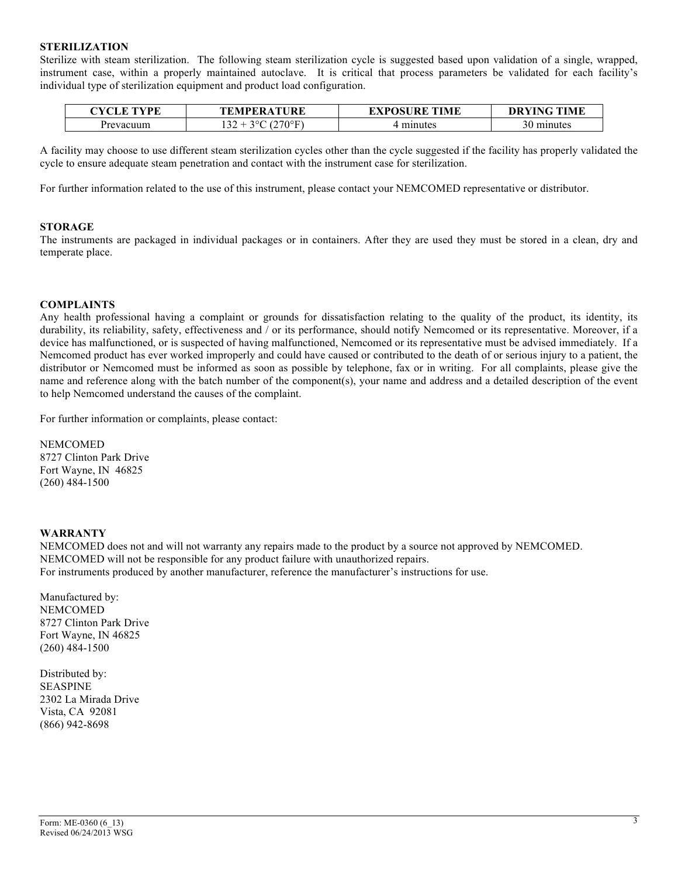## STERILIZATION

Sterilize with steam sterilization. The following steam sterilization cycle is suggested based upon validation of a single, wrapped, instrument case, within a properly maintained autoclave. It is critical that process parameters be validated for each facility's individual type of sterilization equipment and product load configuration.

| CYCLE TYPE | TEMPERATURE | EXPOSURE TIME | DRYING TIME |
| --- | --- | --- | --- |
| Prevacuum | 132 + 3°C (270°F) | 4 minutes | 30 minutes |

A facility may choose to use different steam sterilization cycles other than the cycle suggested if the facility has properly validated the cycle to ensure adequate steam penetration and contact with the instrument case for sterilization.

For further information related to the use of this instrument, please contact your NEMCOMED representative or distributor.

## STORAGE

The instruments are packaged in individual packages or in containers. After they are used they must be stored in a clean, dry and temperate place.

## COMPLAINTS

Any health professional having a complaint or grounds for dissatisfaction relating to the quality of the product, its identity, its durability, its reliability, safety, effectiveness and / or its performance, should notify Nemcomed or its representative. Moreover, if a device has malfunctioned, or is suspected of having malfunctioned, Nemcomed or its representative must be advised immediately. If a Nemcomed product has ever worked improperly and could have caused or contributed to the death of or serious injury to a patient, the distributor or Nemcomed must be informed as soon as possible by telephone, fax or in writing. For all complaints, please give the name and reference along with the batch number of the component(s), your name and address and a detailed description of the event to help Nemcomed understand the causes of the complaint.

For further information or complaints, please contact:

NEMCOMED
8727 Clinton Park Drive
Fort Wayne, IN 46825
(260) 484-1500

## WARRANTY

NEMCOMED does not and will not warranty any repairs made to the product by a source not approved by NEMCOMED.
NEMCOMED will not be responsible for any product failure with unauthorized repairs.
For instruments produced by another manufacturer, reference the manufacturer's instructions for use.

Manufactured by:
NEMCOMED
8727 Clinton Park Drive
Fort Wayne, IN 46825
(260) 484-1500

Distributed by:
SEASPINE
2302 La Mirada Drive
Vista, CA 92081
(866) 942-8698

Form: ME-0360 (6_13)
Revised 06/24/2013 WSG